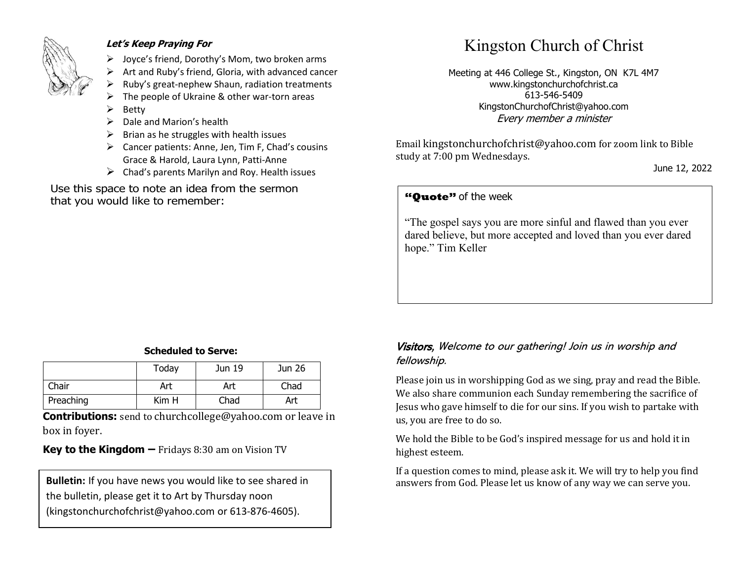***Let's Keep Praying For***

- Joyce's friend, Dorothy's Mom, two broken arms
- Art and Ruby's friend, Gloria, with advanced cancer
- Ruby's great-nephew Shaun, radiation treatments
- The people of Ukraine & other war-torn areas
- Betty
- Dale and Marion's health
- Brian as he struggles with health issues
- Cancer patients: Anne, Jen, Tim F, Chad's cousins Grace & Harold, Laura Lynn, Patti-Anne
- Chad's parents Marilyn and Roy. Health issues

Use this space to note an idea from the sermon that you would like to remember:

**Scheduled to Serve:**

| | Today | Jun 19 | Jun 26 |
|---|---|---|---|
| Chair | Art | Art | Chad |
| Preaching | Kim H | Chad | Art |

**Contributions:** send to churchcollege@yahoo.com or leave in box in foyer.

**Key to the Kingdom –** Fridays 8:30 am on Vision TV

**Bulletin:** If you have news you would like to see shared in the bulletin, please get it to Art by Thursday noon (kingstonchurchofchrist@yahoo.com or 613-876-4605).

# Kingston Church of Christ

Meeting at 446 College St., Kingston, ON K7L 4M7
www.kingstonchurchofchrist.ca
613-546-5409
KingstonChurchofChrist@yahoo.com
*Every member a minister*

Email kingstonchurchofchrist@yahoo.com for zoom link to Bible study at 7:00 pm Wednesdays.

June 12, 2022

**"Quote"** of the week

"The gospel says you are more sinful and flawed than you ever dared believe, but more accepted and loved than you ever dared hope." Tim Keller

*Visitors, Welcome to our gathering! Join us in worship and fellowship.*

Please join us in worshipping God as we sing, pray and read the Bible. We also share communion each Sunday remembering the sacrifice of Jesus who gave himself to die for our sins. If you wish to partake with us, you are free to do so.

We hold the Bible to be God's inspired message for us and hold it in highest esteem.

If a question comes to mind, please ask it. We will try to help you find answers from God. Please let us know of any way we can serve you.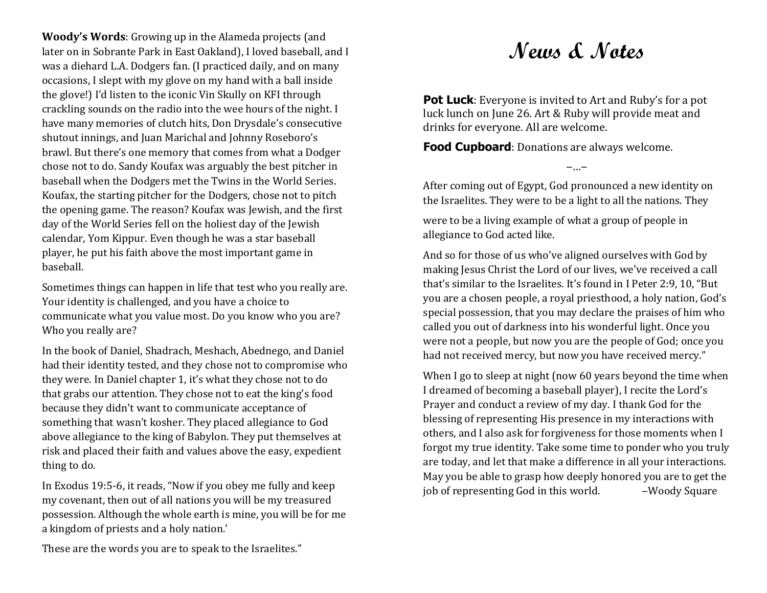**Woody's Words**: Growing up in the Alameda projects (and later on in Sobrante Park in East Oakland), I loved baseball, and I was a diehard L.A. Dodgers fan. (I practiced daily, and on many occasions, I slept with my glove on my hand with a ball inside the glove!) I'd listen to the iconic Vin Skully on KFI through crackling sounds on the radio into the wee hours of the night. I have many memories of clutch hits, Don Drysdale's consecutive shutout innings, and Juan Marichal and Johnny Roseboro's brawl. But there's one memory that comes from what a Dodger chose not to do. Sandy Koufax was arguably the best pitcher in baseball when the Dodgers met the Twins in the World Series. Koufax, the starting pitcher for the Dodgers, chose not to pitch the opening game. The reason? Koufax was Jewish, and the first day of the World Series fell on the holiest day of the Jewish calendar, Yom Kippur. Even though he was a star baseball player, he put his faith above the most important game in baseball.

Sometimes things can happen in life that test who you really are. Your identity is challenged, and you have a choice to communicate what you value most. Do you know who you are? Who you really are?

In the book of Daniel, Shadrach, Meshach, Abednego, and Daniel had their identity tested, and they chose not to compromise who they were. In Daniel chapter 1, it's what they chose not to do that grabs our attention. They chose not to eat the king's food because they didn't want to communicate acceptance of something that wasn't kosher. They placed allegiance to God above allegiance to the king of Babylon. They put themselves at risk and placed their faith and values above the easy, expedient thing to do.

In Exodus 19:5-6, it reads, "Now if you obey me fully and keep my covenant, then out of all nations you will be my treasured possession. Although the whole earth is mine, you will be for me a kingdom of priests and a holy nation.'

These are the words you are to speak to the Israelites."

After coming out of Egypt, God pronounced a new identity on the Israelites. They were to be a light to all the nations. They were to be a living example of what a group of people in allegiance to God acted like.

And so for those of us who've aligned ourselves with God by making Jesus Christ the Lord of our lives, we've received a call that's similar to the Israelites. It's found in I Peter 2:9, 10, "But you are a chosen people, a royal priesthood, a holy nation, God's special possession, that you may declare the praises of him who called you out of darkness into his wonderful light. Once you were not a people, but now you are the people of God; once you had not received mercy, but now you have received mercy."

When I go to sleep at night (now 60 years beyond the time when I dreamed of becoming a baseball player), I recite the Lord's Prayer and conduct a review of my day. I thank God for the blessing of representing His presence in my interactions with others, and I also ask for forgiveness for those moments when I forgot my true identity. Take some time to ponder who you truly are today, and let that make a difference in all your interactions. May you be able to grasp how deeply honored you are to get the job of representing God in this world. –Woody Square

# News & Notes

**Pot Luck**: Everyone is invited to Art and Ruby's for a pot luck lunch on June 26. Art & Ruby will provide meat and drinks for everyone. All are welcome.

**Food Cupboard**: Donations are always welcome.

–…–